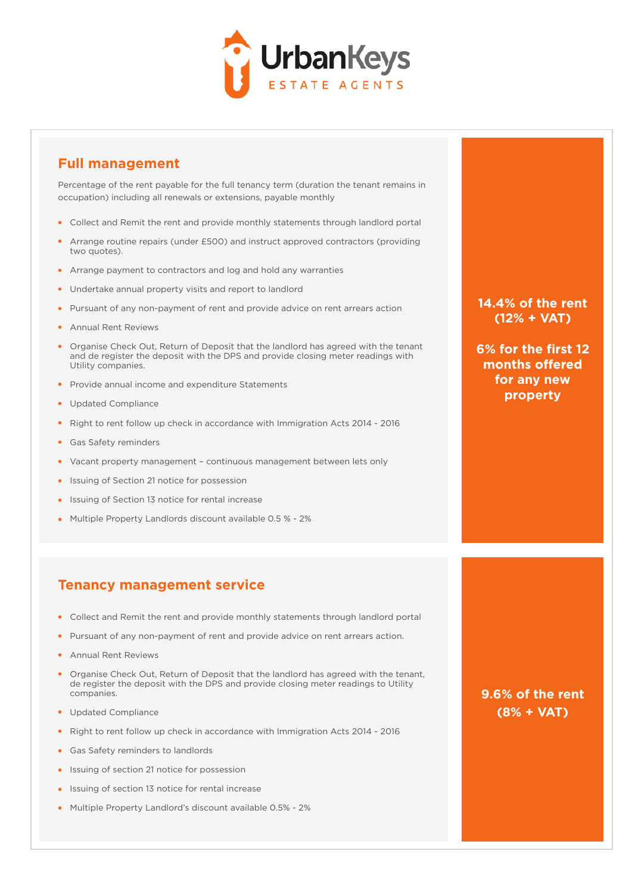UrbanKeys
ESTATE AGENTS

## Full management

Percentage of the rent payable for the full tenancy term (duration the tenant remains in occupation) including all renewals or extensions, payable monthly

- Collect and Remit the rent and provide monthly statements through landlord portal
- Arrange routine repairs (under £500) and instruct approved contractors (providing two quotes).
- Arrange payment to contractors and log and hold any warranties
- Undertake annual property visits and report to landlord
- Pursuant of any non-payment of rent and provide advice on rent arrears action
- Annual Rent Reviews
- Organise Check Out, Return of Deposit that the landlord has agreed with the tenant and de register the deposit with the DPS and provide closing meter readings with Utility companies.
- Provide annual income and expenditure Statements
- Updated Compliance
- Right to rent follow up check in accordance with Immigration Acts 2014 - 2016
- Gas Safety reminders
- Vacant property management – continuous management between lets only
- Issuing of Section 21 notice for possession
- Issuing of Section 13 notice for rental increase
- Multiple Property Landlords discount available 0.5 % - 2%

**14.4% of the rent (12% + VAT)**

**6% for the first 12 months offered for any new property**

## Tenancy management service

- Collect and Remit the rent and provide monthly statements through landlord portal
- Pursuant of any non-payment of rent and provide advice on rent arrears action.
- Annual Rent Reviews
- Organise Check Out, Return of Deposit that the landlord has agreed with the tenant, de register the deposit with the DPS and provide closing meter readings to Utility companies.
- Updated Compliance
- Right to rent follow up check in accordance with Immigration Acts 2014 - 2016
- Gas Safety reminders to landlords
- Issuing of section 21 notice for possession
- Issuing of section 13 notice for rental increase
- Multiple Property Landlord's discount available 0.5% - 2%

**9.6% of the rent (8% + VAT)**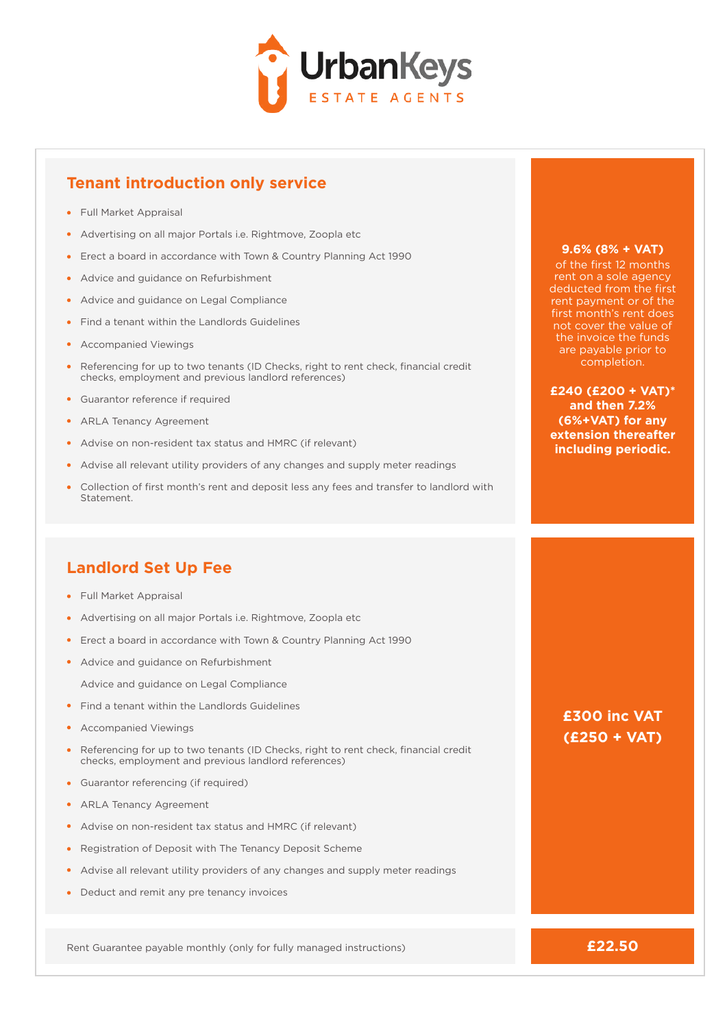UrbanKeys

ESTATE AGENTS

## Tenant introduction only service

- Full Market Appraisal
- Advertising on all major Portals i.e. Rightmove, Zoopla etc
- Erect a board in accordance with Town & Country Planning Act 1990
- Advice and guidance on Refurbishment
- Advice and guidance on Legal Compliance
- Find a tenant within the Landlords Guidelines
- Accompanied Viewings
- Referencing for up to two tenants (ID Checks, right to rent check, financial credit checks, employment and previous landlord references)
- Guarantor reference if required
- ARLA Tenancy Agreement
- Advise on non-resident tax status and HMRC (if relevant)
- Advise all relevant utility providers of any changes and supply meter readings
- Collection of first month's rent and deposit less any fees and transfer to landlord with Statement.

**9.6% (8% + VAT)** of the first 12 months rent on a sole agency deducted from the first rent payment or of the first month's rent does not cover the value of the invoice the funds are payable prior to completion.

**£240 (£200 + VAT)* and then 7.2% (6%+VAT) for any extension thereafter including periodic.**

## Landlord Set Up Fee

- Full Market Appraisal
- Advertising on all major Portals i.e. Rightmove, Zoopla etc
- Erect a board in accordance with Town & Country Planning Act 1990
- Advice and guidance on Refurbishment
- Advice and guidance on Legal Compliance
- Find a tenant within the Landlords Guidelines
- Accompanied Viewings
- Referencing for up to two tenants (ID Checks, right to rent check, financial credit checks, employment and previous landlord references)
- Guarantor referencing (if required)
- ARLA Tenancy Agreement
- Advise on non-resident tax status and HMRC (if relevant)
- Registration of Deposit with The Tenancy Deposit Scheme
- Advise all relevant utility providers of any changes and supply meter readings
- Deduct and remit any pre tenancy invoices

**£300 inc VAT (£250 + VAT)**

| Rent Guarantee payable monthly (only for fully managed instructions) | **£22.50** |
| --- | --- |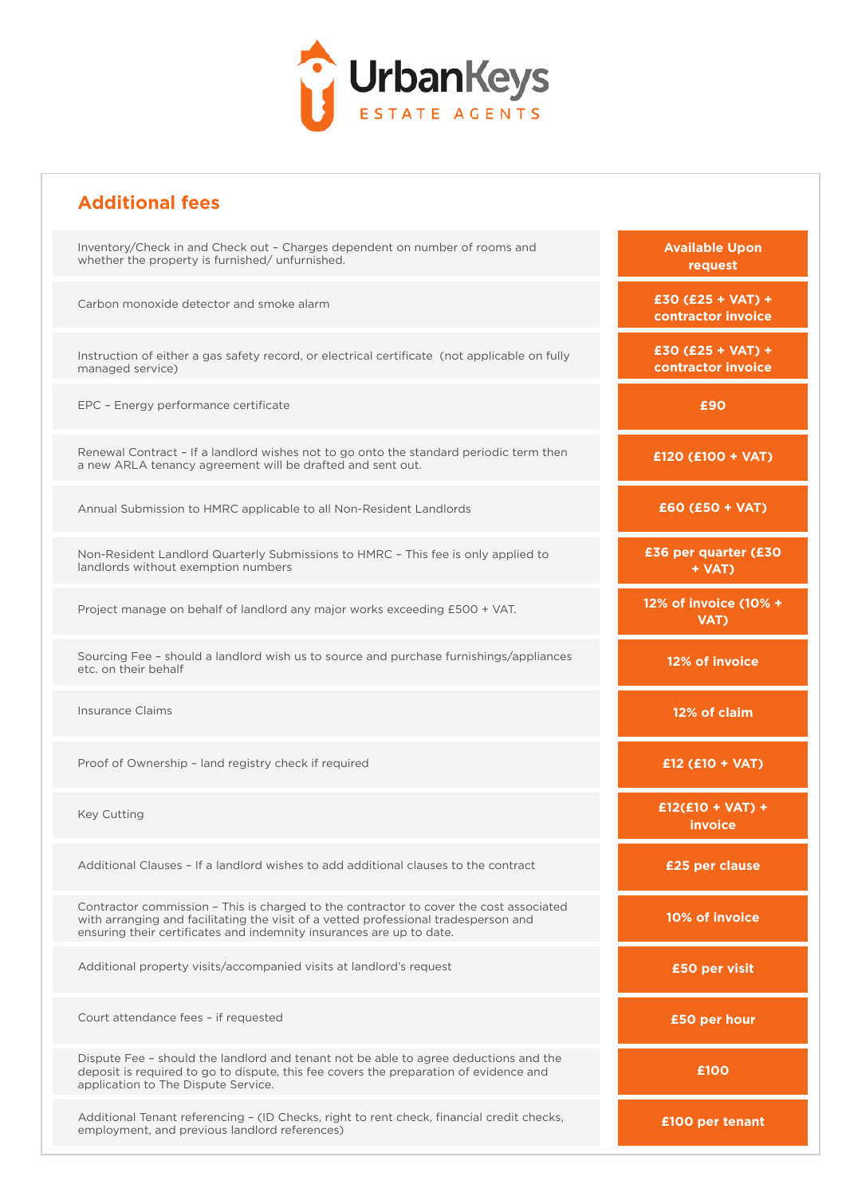UrbanKeys

ESTATE AGENTS

## Additional fees

| Service | Fee |
| --- | --- |
| Inventory/Check in and Check out – Charges dependent on number of rooms and whether the property is furnished/ unfurnished. | **Available Upon request** |
| Carbon monoxide detector and smoke alarm | **£30 (£25 + VAT) + contractor invoice** |
| Instruction of either a gas safety record, or electrical certificate (not applicable on fully managed service) | **£30 (£25 + VAT) + contractor invoice** |
| EPC – Energy performance certificate | **£90** |
| Renewal Contract – If a landlord wishes not to go onto the standard periodic term then a new ARLA tenancy agreement will be drafted and sent out. | **£120 (£100 + VAT)** |
| Annual Submission to HMRC applicable to all Non-Resident Landlords | **£60 (£50 + VAT)** |
| Non-Resident Landlord Quarterly Submissions to HMRC – This fee is only applied to landlords without exemption numbers | **£36 per quarter (£30 + VAT)** |
| Project manage on behalf of landlord any major works exceeding £500 + VAT. | **12% of invoice (10% + VAT)** |
| Sourcing Fee – should a landlord wish us to source and purchase furnishings/appliances etc. on their behalf | **12% of invoice** |
| Insurance Claims | **12% of claim** |
| Proof of Ownership – land registry check if required | **£12 (£10 + VAT)** |
| Key Cutting | **£12(£10 + VAT) + invoice** |
| Additional Clauses – If a landlord wishes to add additional clauses to the contract | **£25 per clause** |
| Contractor commission – This is charged to the contractor to cover the cost associated with arranging and facilitating the visit of a vetted professional tradesperson and ensuring their certificates and indemnity insurances are up to date. | **10% of invoice** |
| Additional property visits/accompanied visits at landlord's request | **£50 per visit** |
| Court attendance fees – if requested | **£50 per hour** |
| Dispute Fee – should the landlord and tenant not be able to agree deductions and the deposit is required to go to dispute, this fee covers the preparation of evidence and application to The Dispute Service. | **£100** |
| Additional Tenant referencing – (ID Checks, right to rent check, financial credit checks, employment, and previous landlord references) | **£100 per tenant** |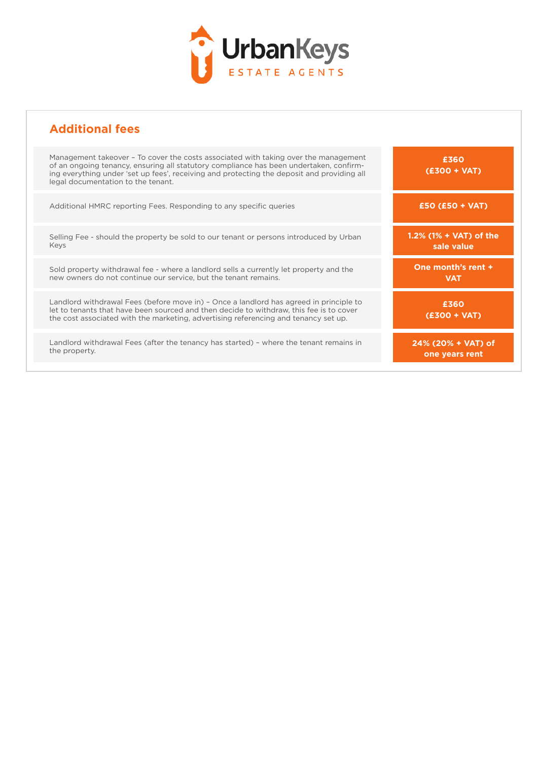UrbanKeys
ESTATE AGENTS

## Additional fees

| | |
|---|---|
| Management takeover – To cover the costs associated with taking over the management of an ongoing tenancy, ensuring all statutory compliance has been undertaken, confirming everything under 'set up fees', receiving and protecting the deposit and providing all legal documentation to the tenant. | **£360 (£300 + VAT)** |
| Additional HMRC reporting Fees. Responding to any specific queries | **£50 (£50 + VAT)** |
| Selling Fee - should the property be sold to our tenant or persons introduced by Urban Keys | **1.2% (1% + VAT) of the sale value** |
| Sold property withdrawal fee - where a landlord sells a currently let property and the new owners do not continue our service, but the tenant remains. | **One month's rent + VAT** |
| Landlord withdrawal Fees (before move in) – Once a landlord has agreed in principle to let to tenants that have been sourced and then decide to withdraw, this fee is to cover the cost associated with the marketing, advertising referencing and tenancy set up. | **£360 (£300 + VAT)** |
| Landlord withdrawal Fees (after the tenancy has started) – where the tenant remains in the property. | **24% (20% + VAT) of one years rent** |